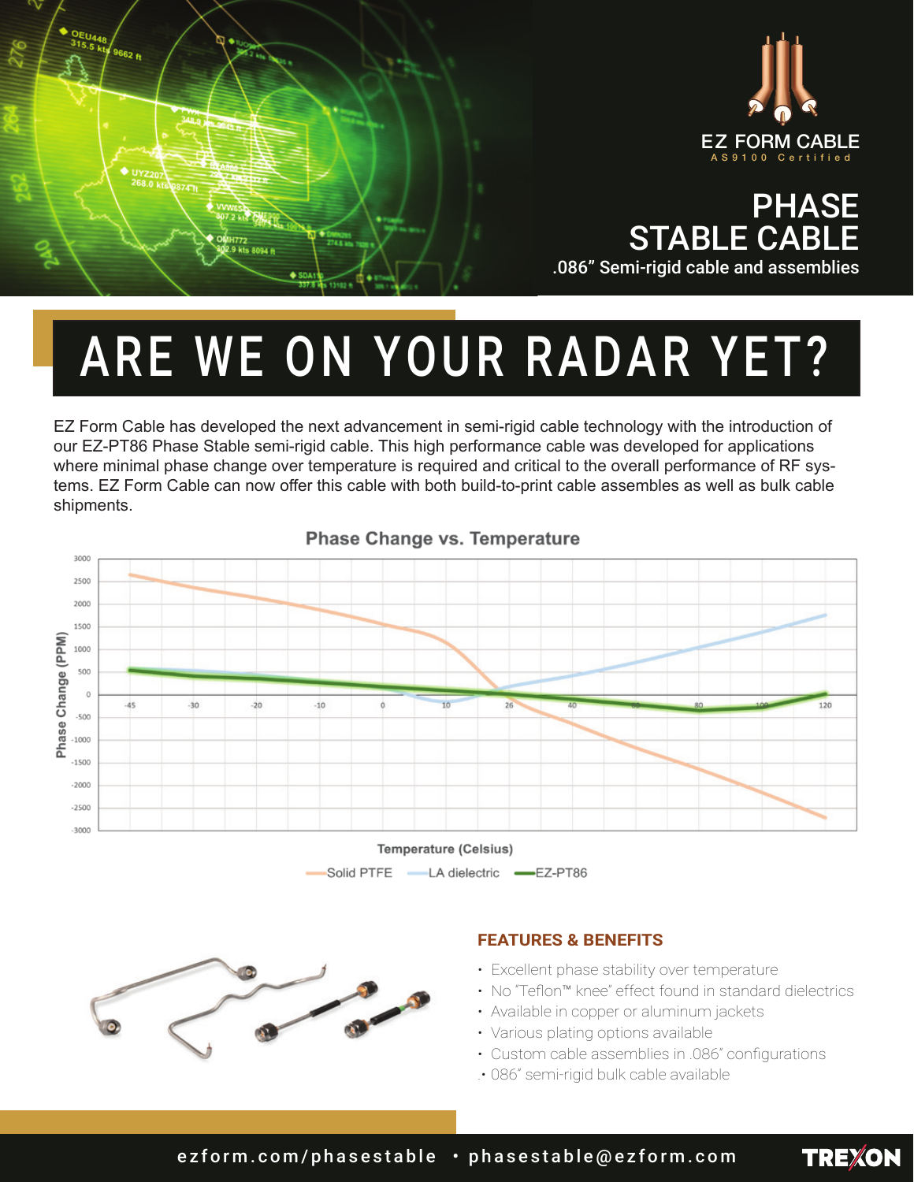EZ FORM CABLE
AS9100 Certified

# PHASE STABLE CABLE

.086" Semi-rigid cable and assemblies

# ARE WE ON YOUR RADAR YET?

EZ Form Cable has developed the next advancement in semi-rigid cable technology with the introduction of our EZ-PT86 Phase Stable semi-rigid cable. This high performance cable was developed for applications where minimal phase change over temperature is required and critical to the overall performance of RF systems. EZ Form Cable can now offer this cable with both build-to-print cable assembles as well as bulk cable shipments.

**Phase Change vs. Temperature**

Phase Change (PPM) vs. Temperature (Celsius)

Solid PTFE | LA dielectric | EZ-PT86

## FEATURES & BENEFITS

- Excellent phase stability over temperature
- No "Teflon™ knee" effect found in standard dielectrics
- Available in copper or aluminum jackets
- Various plating options available
- Custom cable assemblies in .086" configurations
- .086" semi-rigid bulk cable available

ezform.com/phasestable • phasestable@ezform.com

TREXON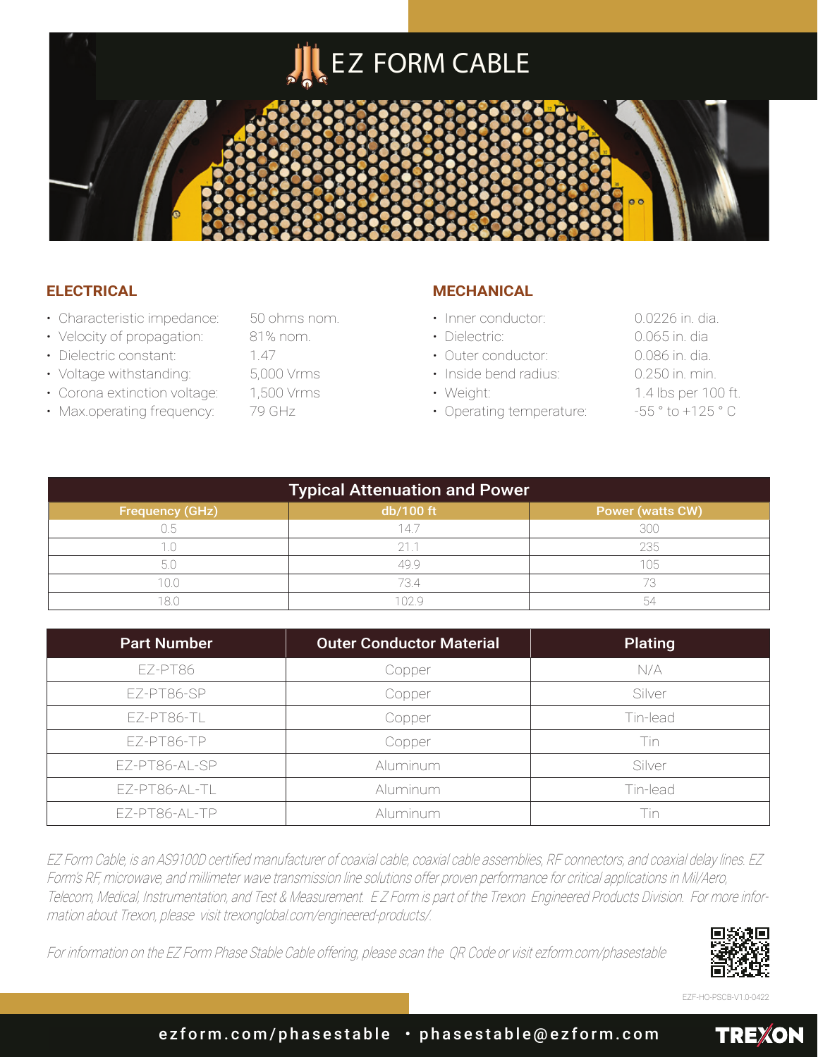# EZ FORM CABLE

## ELECTRICAL

- Characteristic impedance: 50 ohms nom.
- Velocity of propagation: 81% nom.
- Dielectric constant: 1.47
- Voltage withstanding: 5,000 Vrms
- Corona extinction voltage: 1,500 Vrms
- Max.operating frequency: 79 GHz

## MECHANICAL

- Inner conductor: 0.0226 in. dia.
- Dielectric: 0.065 in. dia
- Outer conductor: 0.086 in. dia.
- Inside bend radius: 0.250 in. min.
- Weight: 1.4 lbs per 100 ft.
- Operating temperature: -55 ° to +125 ° C

**Typical Attenuation and Power**

| Frequency (GHz) | db/100 ft | Power (watts CW) |
|---|---|---|
| 0.5 | 14.7 | 300 |
| 1.0 | 21.1 | 235 |
| 5.0 | 49.9 | 105 |
| 10.0 | 73.4 | 73 |
| 18.0 | 102.9 | 54 |

| Part Number | Outer Conductor Material | Plating |
|---|---|---|
| EZ-PT86 | Copper | N/A |
| EZ-PT86-SP | Copper | Silver |
| EZ-PT86-TL | Copper | Tin-lead |
| EZ-PT86-TP | Copper | Tin |
| EZ-PT86-AL-SP | Aluminum | Silver |
| EZ-PT86-AL-TL | Aluminum | Tin-lead |
| EZ-PT86-AL-TP | Aluminum | Tin |

*EZ Form Cable, is an AS9100D certified manufacturer of coaxial cable, coaxial cable assemblies, RF connectors, and coaxial delay lines. EZ Form's RF, microwave, and millimeter wave transmission line solutions offer proven performance for critical applications in Mil/Aero, Telecom, Medical, Instrumentation, and Test & Measurement. E Z Form is part of the Trexon Engineered Products Division. For more information about Trexon, please visit trexonglobal.com/engineered-products/.*

*For information on the EZ Form Phase Stable Cable offering, please scan the QR Code or visit ezform.com/phasestable*

EZF-HO-PSCB-V1.0-0422

ezform.com/phasestable • phasestable@ezform.com

TREXON